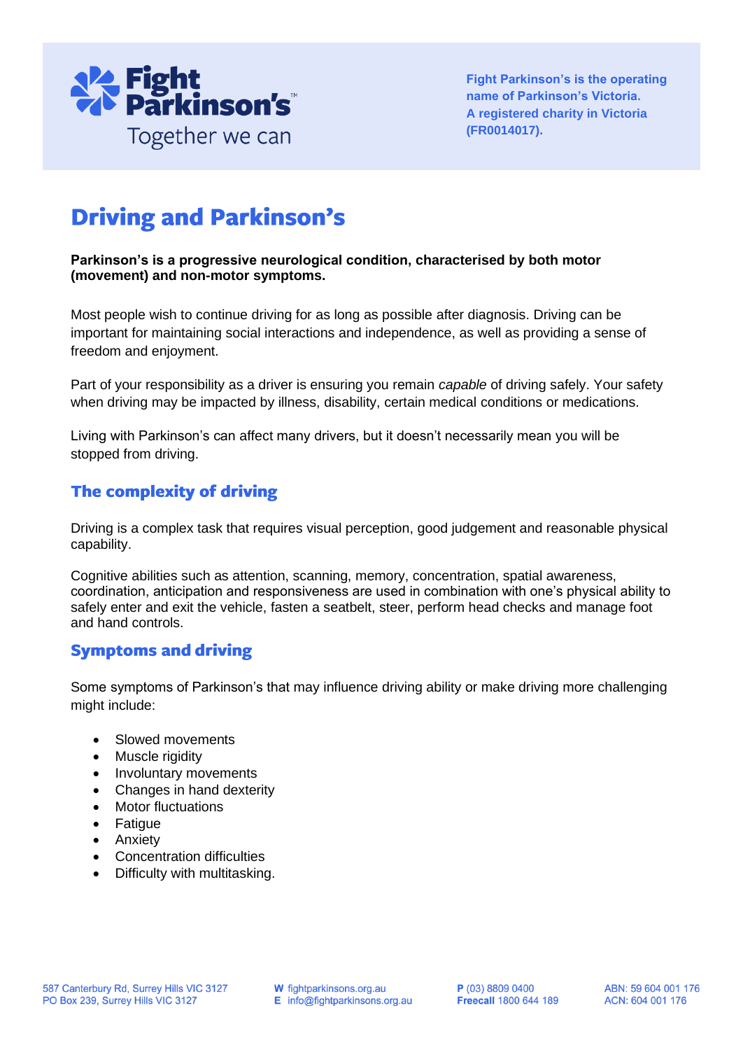Fight Parkinson's is the operating name of Parkinson's Victoria. A registered charity in Victoria (FR0014017).

# Driving and Parkinson's

**Parkinson's is a progressive neurological condition, characterised by both motor (movement) and non-motor symptoms.**

Most people wish to continue driving for as long as possible after diagnosis. Driving can be important for maintaining social interactions and independence, as well as providing a sense of freedom and enjoyment.

Part of your responsibility as a driver is ensuring you remain *capable* of driving safely. Your safety when driving may be impacted by illness, disability, certain medical conditions or medications.

Living with Parkinson's can affect many drivers, but it doesn't necessarily mean you will be stopped from driving.

## The complexity of driving

Driving is a complex task that requires visual perception, good judgement and reasonable physical capability.

Cognitive abilities such as attention, scanning, memory, concentration, spatial awareness, coordination, anticipation and responsiveness are used in combination with one's physical ability to safely enter and exit the vehicle, fasten a seatbelt, steer, perform head checks and manage foot and hand controls.

## Symptoms and driving

Some symptoms of Parkinson's that may influence driving ability or make driving more challenging might include:

- Slowed movements
- Muscle rigidity
- Involuntary movements
- Changes in hand dexterity
- Motor fluctuations
- Fatigue
- Anxiety
- Concentration difficulties
- Difficulty with multitasking.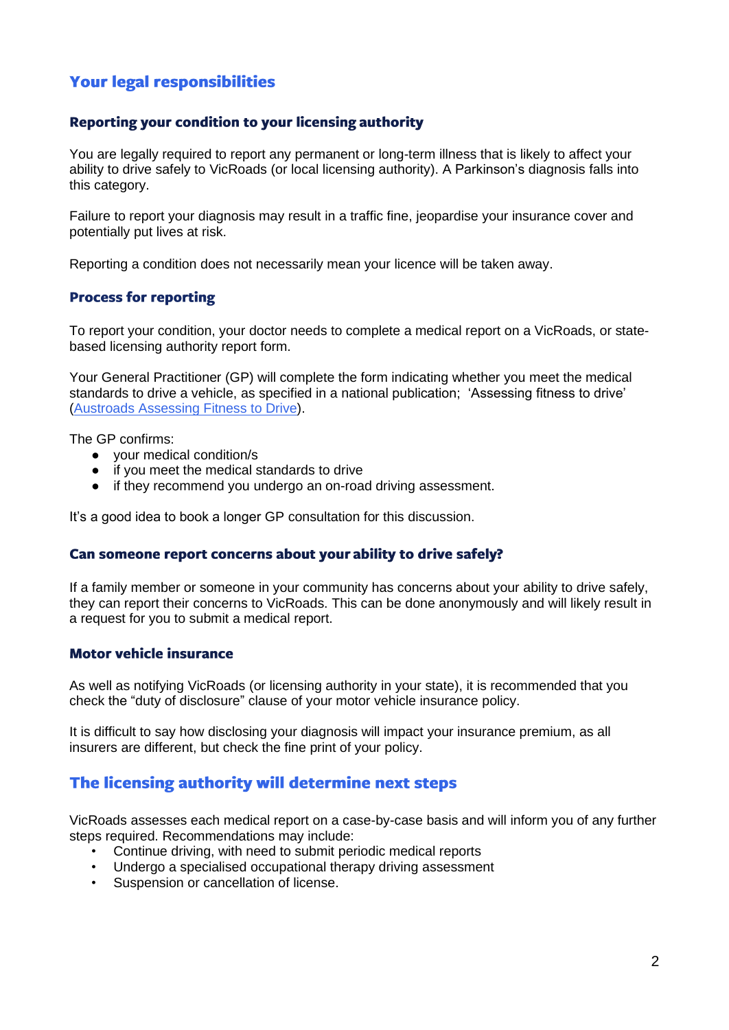## Your legal responsibilities

### Reporting your condition to your licensing authority

You are legally required to report any permanent or long-term illness that is likely to affect your ability to drive safely to VicRoads (or local licensing authority). A Parkinson's diagnosis falls into this category.

Failure to report your diagnosis may result in a traffic fine, jeopardise your insurance cover and potentially put lives at risk.

Reporting a condition does not necessarily mean your licence will be taken away.

### Process for reporting

To report your condition, your doctor needs to complete a medical report on a VicRoads, or state-based licensing authority report form.

Your General Practitioner (GP) will complete the form indicating whether you meet the medical standards to drive a vehicle, as specified in a national publication; 'Assessing fitness to drive' (Austroads Assessing Fitness to Drive).

The GP confirms:

- your medical condition/s
- if you meet the medical standards to drive
- if they recommend you undergo an on-road driving assessment.

It's a good idea to book a longer GP consultation for this discussion.

### Can someone report concerns about your ability to drive safely?

If a family member or someone in your community has concerns about your ability to drive safely, they can report their concerns to VicRoads. This can be done anonymously and will likely result in a request for you to submit a medical report.

### Motor vehicle insurance

As well as notifying VicRoads (or licensing authority in your state), it is recommended that you check the "duty of disclosure" clause of your motor vehicle insurance policy.

It is difficult to say how disclosing your diagnosis will impact your insurance premium, as all insurers are different, but check the fine print of your policy.

## The licensing authority will determine next steps

VicRoads assesses each medical report on a case-by-case basis and will inform you of any further steps required. Recommendations may include:

- Continue driving, with need to submit periodic medical reports
- Undergo a specialised occupational therapy driving assessment
- Suspension or cancellation of license.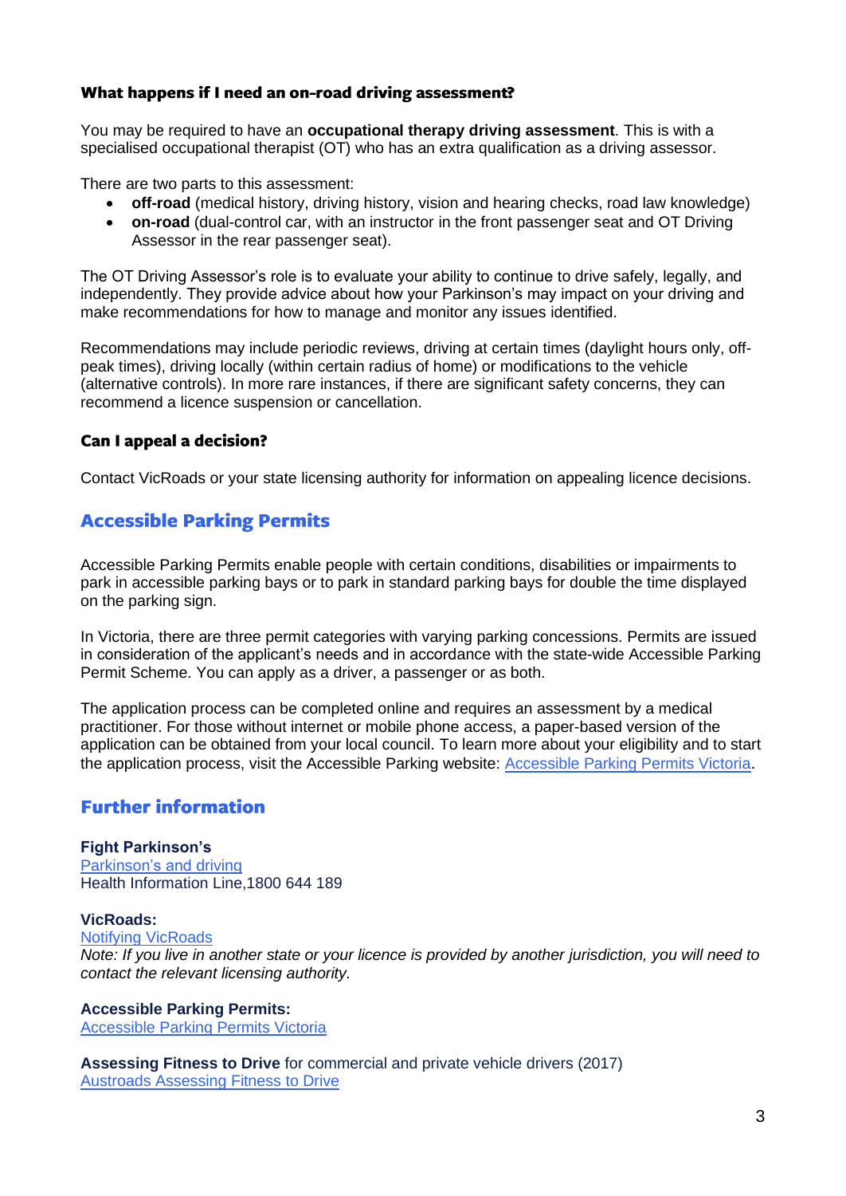### What happens if I need an on-road driving assessment?

You may be required to have an **occupational therapy driving assessment**. This is with a specialised occupational therapist (OT) who has an extra qualification as a driving assessor.

There are two parts to this assessment:

- **off-road** (medical history, driving history, vision and hearing checks, road law knowledge)
- **on-road** (dual-control car, with an instructor in the front passenger seat and OT Driving Assessor in the rear passenger seat).

The OT Driving Assessor's role is to evaluate your ability to continue to drive safely, legally, and independently. They provide advice about how your Parkinson's may impact on your driving and make recommendations for how to manage and monitor any issues identified.

Recommendations may include periodic reviews, driving at certain times (daylight hours only, off-peak times), driving locally (within certain radius of home) or modifications to the vehicle (alternative controls). In more rare instances, if there are significant safety concerns, they can recommend a licence suspension or cancellation.

### Can I appeal a decision?

Contact VicRoads or your state licensing authority for information on appealing licence decisions.

## Accessible Parking Permits

Accessible Parking Permits enable people with certain conditions, disabilities or impairments to park in accessible parking bays or to park in standard parking bays for double the time displayed on the parking sign.

In Victoria, there are three permit categories with varying parking concessions. Permits are issued in consideration of the applicant's needs and in accordance with the state-wide Accessible Parking Permit Scheme. You can apply as a driver, a passenger or as both.

The application process can be completed online and requires an assessment by a medical practitioner. For those without internet or mobile phone access, a paper-based version of the application can be obtained from your local council. To learn more about your eligibility and to start the application process, visit the Accessible Parking website: Accessible Parking Permits Victoria.

## Further information

**Fight Parkinson's**
Parkinson's and driving
Health Information Line,1800 644 189

**VicRoads:**
Notifying VicRoads
*Note: If you live in another state or your licence is provided by another jurisdiction, you will need to contact the relevant licensing authority.*

**Accessible Parking Permits:**
Accessible Parking Permits Victoria

**Assessing Fitness to Drive** for commercial and private vehicle drivers (2017)
Austroads Assessing Fitness to Drive